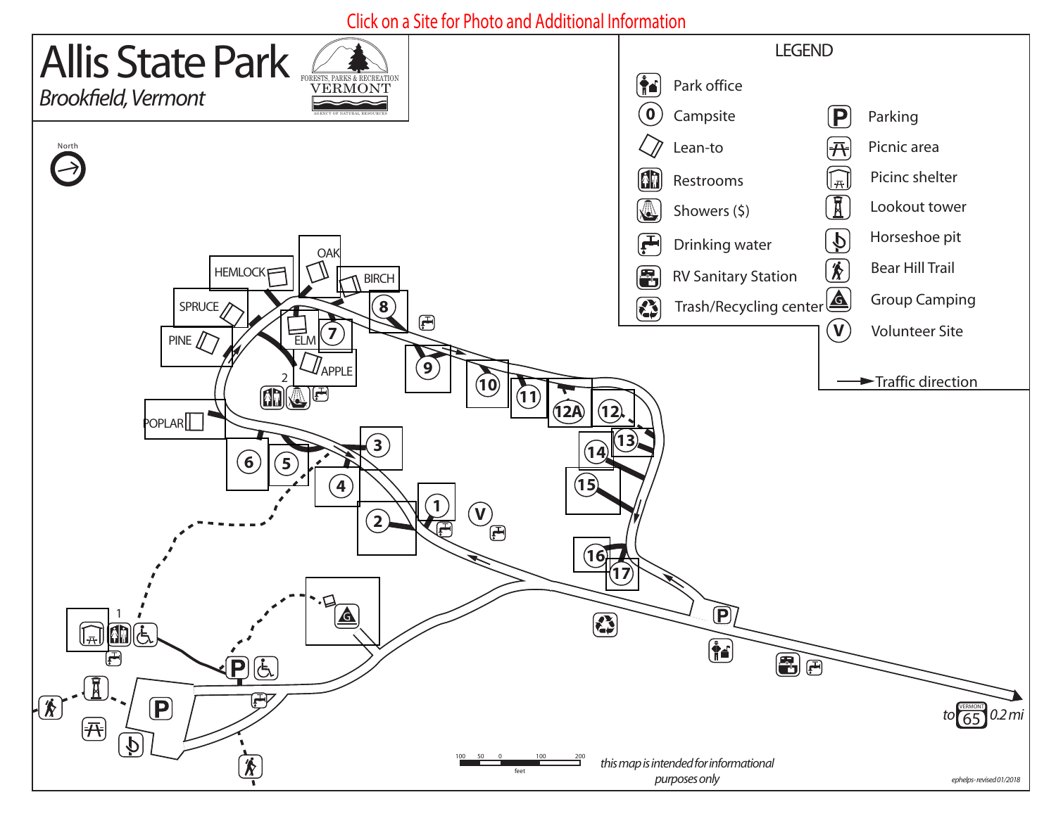Click on a Site for Photo and Additional Information

# Allis State Park

*Brookfield, Vermont*

FORESTS, PARKS & RECREATION
VERMONT
AGENCY OF NATURAL RESOURCES

North

## LEGEND

- Park office
- Campsite
- Lean-to
- Restrooms
- Showers ($)
- Drinking water
- RV Sanitary Station
- Trash/Recycling center
- Parking
- Picnic area
- Picinc shelter
- Lookout tower
- Horseshoe pit
- Bear Hill Trail
- Group Camping
- Volunteer Site
- Traffic direction

HEMLOCK, OAK, BIRCH, SPRUCE, PINE, ELM, APPLE, POPLAR

1, 2, 3, 4, 5, 6, 7, 8, 9, 10, 11, 12A, 12, 13, 14, 15, 16, 17, V

to VERMONT 65 0.2 mi

100 50 0 100 200
feet

*this map is intended for informational purposes only*

*ephelps- revised 01/2018*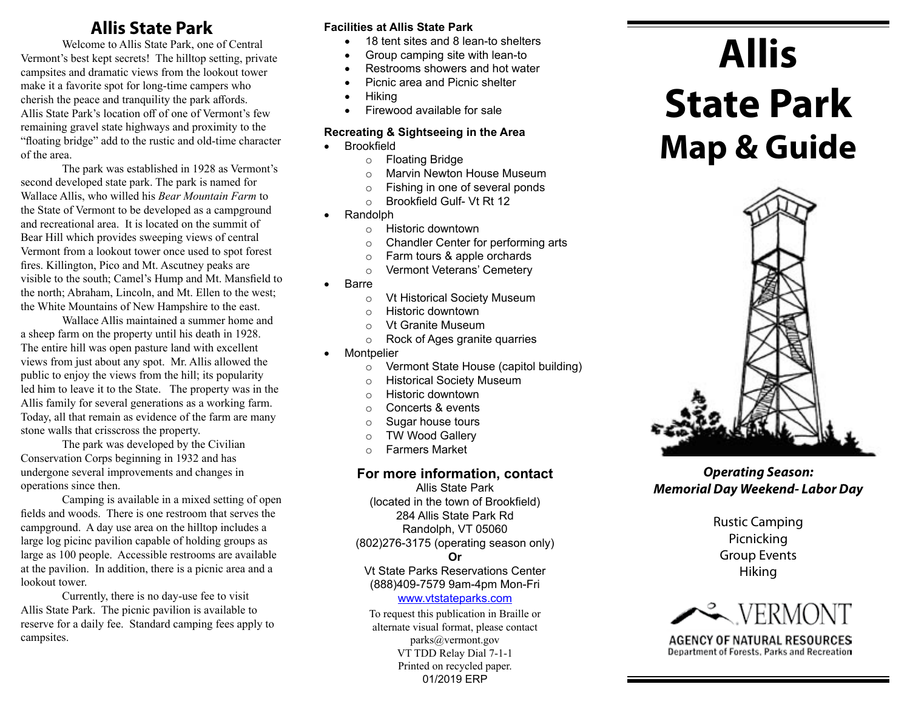# Allis State Park

Welcome to Allis State Park, one of Central Vermont's best kept secrets! The hilltop setting, private campsites and dramatic views from the lookout tower make it a favorite spot for long-time campers who cherish the peace and tranquility the park affords. Allis State Park's location off of one of Vermont's few remaining gravel state highways and proximity to the "floating bridge" add to the rustic and old-time character of the area.

The park was established in 1928 as Vermont's second developed state park. The park is named for Wallace Allis, who willed his *Bear Mountain Farm* to the State of Vermont to be developed as a campground and recreational area. It is located on the summit of Bear Hill which provides sweeping views of central Vermont from a lookout tower once used to spot forest fires. Killington, Pico and Mt. Ascutney peaks are visible to the south; Camel's Hump and Mt. Mansfield to the north; Abraham, Lincoln, and Mt. Ellen to the west; the White Mountains of New Hampshire to the east.

Wallace Allis maintained a summer home and a sheep farm on the property until his death in 1928. The entire hill was open pasture land with excellent views from just about any spot. Mr. Allis allowed the public to enjoy the views from the hill; its popularity led him to leave it to the State. The property was in the Allis family for several generations as a working farm. Today, all that remain as evidence of the farm are many stone walls that crisscross the property.

The park was developed by the Civilian Conservation Corps beginning in 1932 and has undergone several improvements and changes in operations since then.

Camping is available in a mixed setting of open fields and woods. There is one restroom that serves the campground. A day use area on the hilltop includes a large log picinc pavilion capable of holding groups as large as 100 people. Accessible restrooms are available at the pavilion. In addition, there is a picnic area and a lookout tower.

Currently, there is no day-use fee to visit Allis State Park. The picnic pavilion is available to reserve for a daily fee. Standard camping fees apply to campsites.

**Facilities at Allis State Park**

- 18 tent sites and 8 lean-to shelters
- Group camping site with lean-to
- Restrooms showers and hot water
- Picnic area and Picnic shelter
- Hiking
- Firewood available for sale

**Recreating & Sightseeing in the Area**

- Brookfield
  - Floating Bridge
  - Marvin Newton House Museum
  - Fishing in one of several ponds
  - Brookfield Gulf- Vt Rt 12
- Randolph
  - Historic downtown
  - Chandler Center for performing arts
  - Farm tours & apple orchards
  - Vermont Veterans' Cemetery
- Barre
  - Vt Historical Society Museum
  - Historic downtown
  - Vt Granite Museum
  - Rock of Ages granite quarries
- Montpelier
  - Vermont State House (capitol building)
  - Historical Society Museum
  - Historic downtown
  - Concerts & events
  - Sugar house tours
  - TW Wood Gallery
  - Farmers Market

## For more information, contact

Allis State Park
(located in the town of Brookfield)
284 Allis State Park Rd
Randolph, VT 05060
(802)276-3175 (operating season only)

**Or**

Vt State Parks Reservations Center
(888)409-7579 9am-4pm Mon-Fri
www.vtstateparks.com

To request this publication in Braille or alternate visual format, please contact parks@vermont.gov
VT TDD Relay Dial 7-1-1
Printed on recycled paper.
01/2019 ERP

# Allis State Park Map & Guide

***Operating Season: Memorial Day Weekend- Labor Day***

Rustic Camping
Picnicking
Group Events
Hiking

VERMONT
AGENCY OF NATURAL RESOURCES
Department of Forests, Parks and Recreation